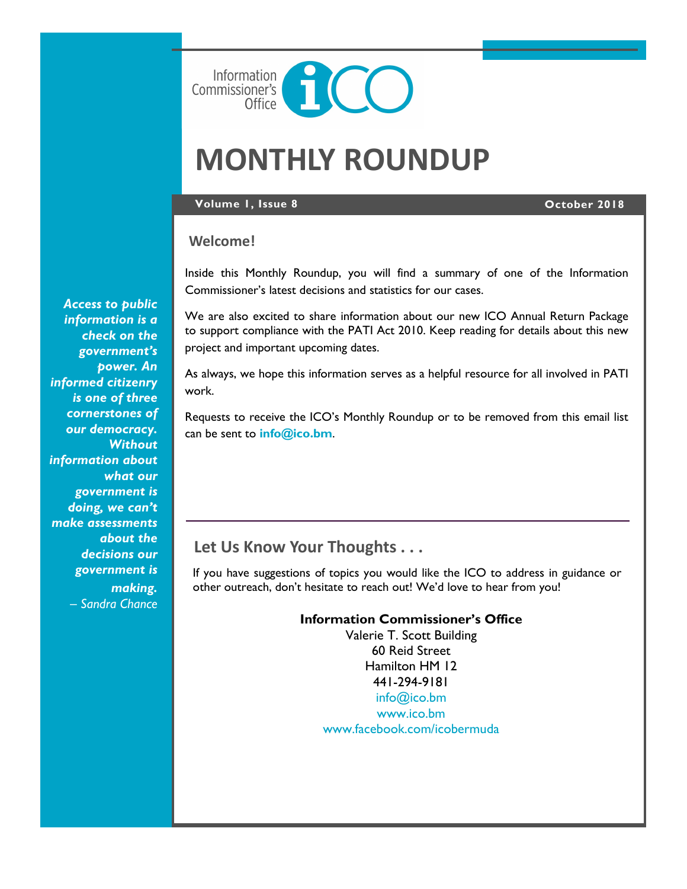Information Commissioner's Office

# MONTHLY ROUNDUP

**Volume 1, Issue 8** **October 2018**

## Welcome!

Inside this Monthly Roundup, you will find a summary of one of the Information Commissioner's latest decisions and statistics for our cases.

We are also excited to share information about our new ICO Annual Return Package to support compliance with the PATI Act 2010. Keep reading for details about this new project and important upcoming dates.

As always, we hope this information serves as a helpful resource for all involved in PATI work.

Requests to receive the ICO's Monthly Roundup or to be removed from this email list can be sent to **info@ico.bm**.

***Access to public information is a check on the government's power. An informed citizenry is one of three cornerstones of our democracy. Without information about what our government is doing, we can't make assessments about the decisions our government is making.***
*– Sandra Chance*

## Let Us Know Your Thoughts . . .

If you have suggestions of topics you would like the ICO to address in guidance or other outreach, don't hesitate to reach out! We'd love to hear from you!

**Information Commissioner's Office**
Valerie T. Scott Building
60 Reid Street
Hamilton HM 12
441-294-9181
info@ico.bm
www.ico.bm
www.facebook.com/icobermuda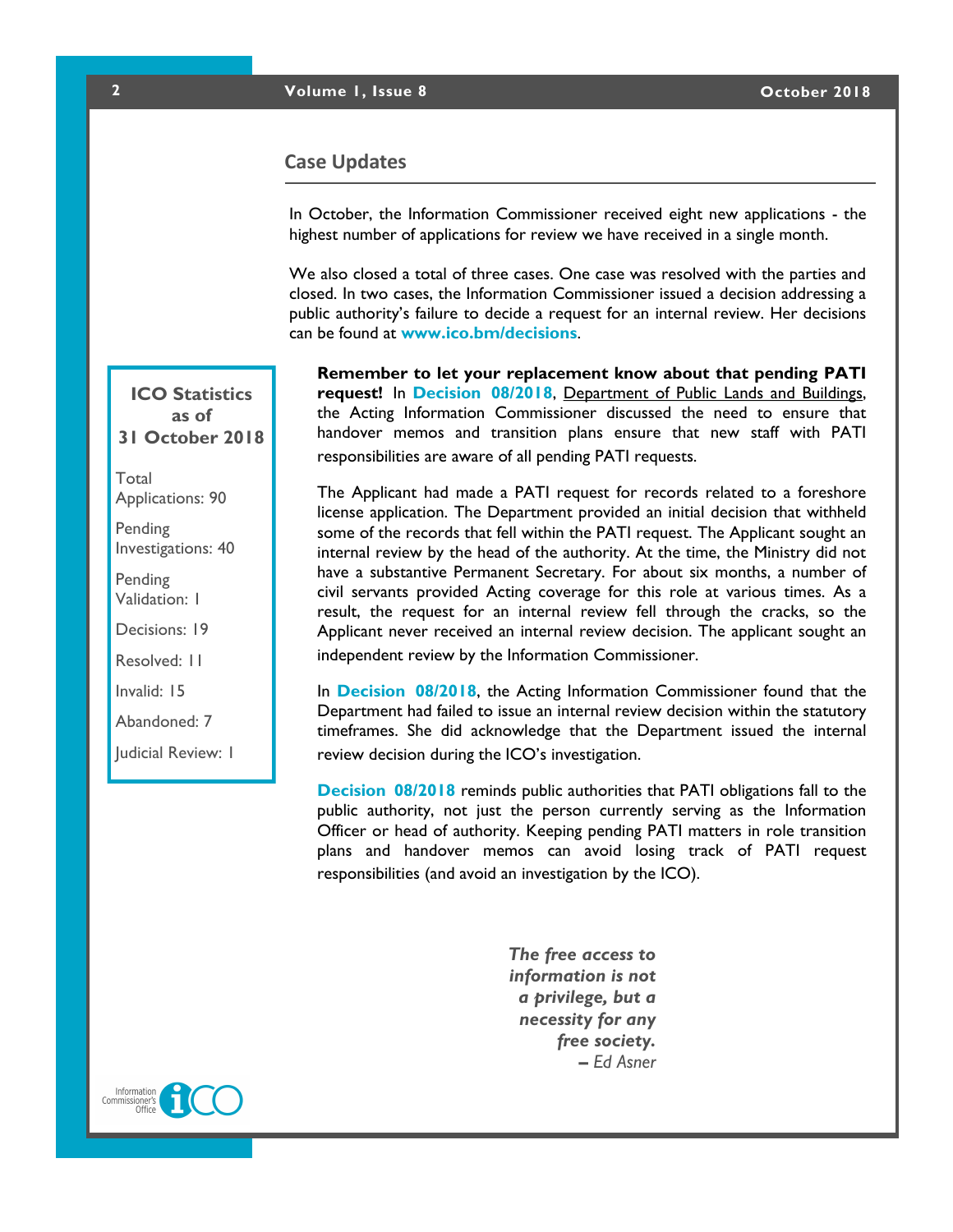## Case Updates

In October, the Information Commissioner received eight new applications - the highest number of applications for review we have received in a single month.

We also closed a total of three cases. One case was resolved with the parties and closed. In two cases, the Information Commissioner issued a decision addressing a public authority's failure to decide a request for an internal review. Her decisions can be found at **www.ico.bm/decisions**.

**ICO Statistics as of 31 October 2018**

- Total Applications: 90
- Pending Investigations: 40
- Pending Validation: 1
- Decisions: 19
- Resolved: 11
- Invalid: 15
- Abandoned: 7
- Judicial Review: 1

**Remember to let your replacement know about that pending PATI request!** In **Decision 08/2018**, Department of Public Lands and Buildings, the Acting Information Commissioner discussed the need to ensure that handover memos and transition plans ensure that new staff with PATI responsibilities are aware of all pending PATI requests.

The Applicant had made a PATI request for records related to a foreshore license application. The Department provided an initial decision that withheld some of the records that fell within the PATI request. The Applicant sought an internal review by the head of the authority. At the time, the Ministry did not have a substantive Permanent Secretary. For about six months, a number of civil servants provided Acting coverage for this role at various times. As a result, the request for an internal review fell through the cracks, so the Applicant never received an internal review decision. The applicant sought an independent review by the Information Commissioner.

In **Decision 08/2018**, the Acting Information Commissioner found that the Department had failed to issue an internal review decision within the statutory timeframes. She did acknowledge that the Department issued the internal review decision during the ICO's investigation.

**Decision 08/2018** reminds public authorities that PATI obligations fall to the public authority, not just the person currently serving as the Information Officer or head of authority. Keeping pending PATI matters in role transition plans and handover memos can avoid losing track of PATI request responsibilities (and avoid an investigation by the ICO).

***The free access to information is not a privilege, but a necessity for any free society.***
*– Ed Asner*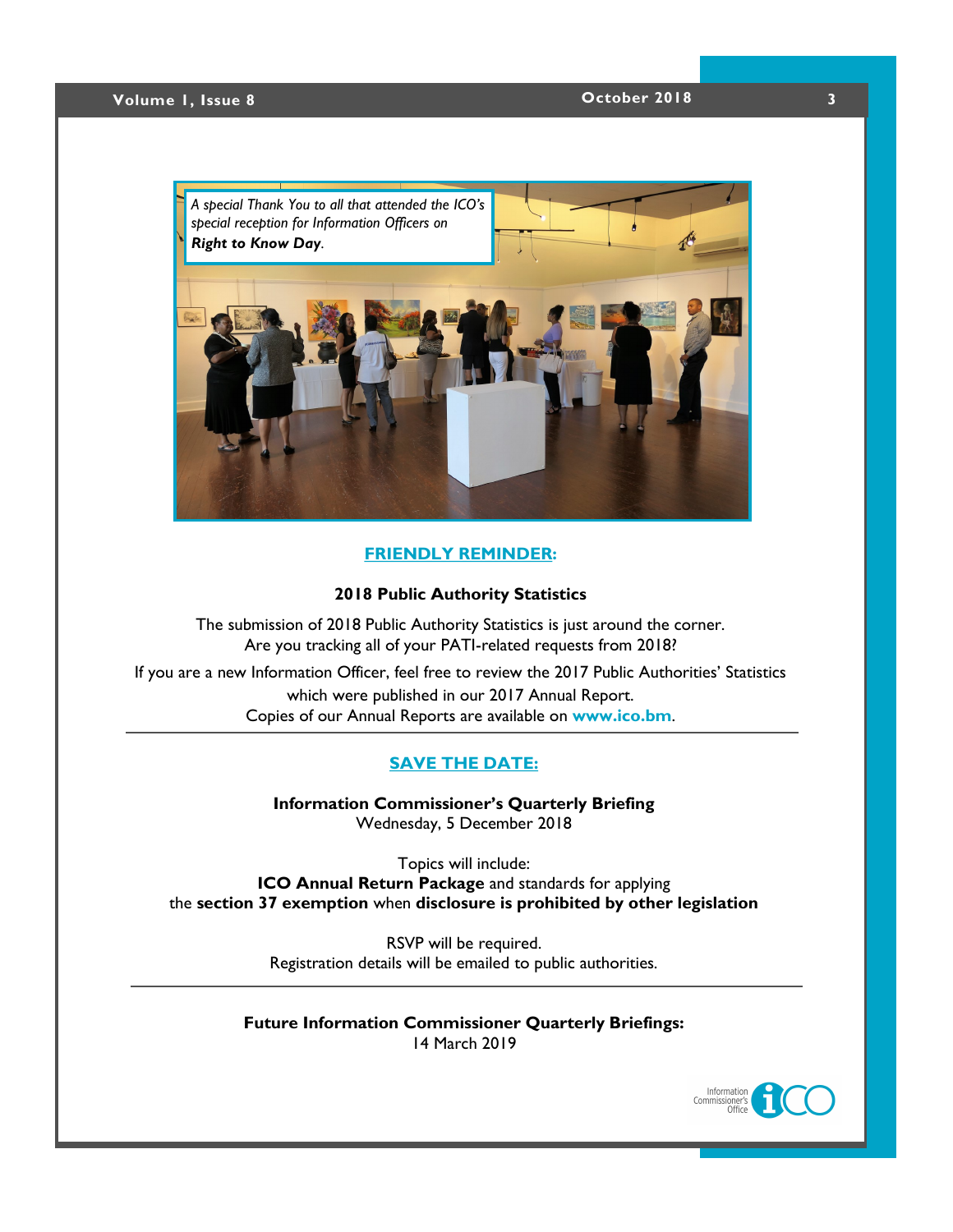*A special Thank You to all that attended the ICO's special reception for Information Officers on* ***Right to Know Day****.*

## FRIENDLY REMINDER:

**2018 Public Authority Statistics**

The submission of 2018 Public Authority Statistics is just around the corner.
Are you tracking all of your PATI-related requests from 2018?

If you are a new Information Officer, feel free to review the 2017 Public Authorities' Statistics which were published in our 2017 Annual Report.
Copies of our Annual Reports are available on **www.ico.bm**.

---

## SAVE THE DATE:

**Information Commissioner's Quarterly Briefing**
Wednesday, 5 December 2018

Topics will include:
**ICO Annual Return Package** and standards for applying the **section 37 exemption** when **disclosure is prohibited by other legislation**

RSVP will be required.
Registration details will be emailed to public authorities.

---

**Future Information Commissioner Quarterly Briefings:**
14 March 2019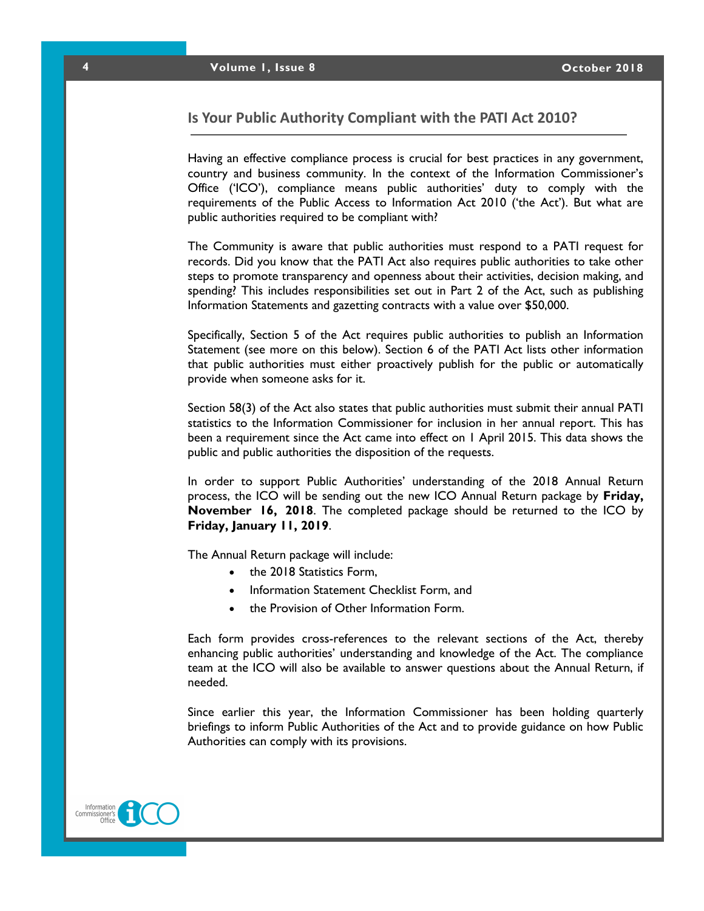## Is Your Public Authority Compliant with the PATI Act 2010?

Having an effective compliance process is crucial for best practices in any government, country and business community. In the context of the Information Commissioner's Office ('ICO'), compliance means public authorities' duty to comply with the requirements of the Public Access to Information Act 2010 ('the Act'). But what are public authorities required to be compliant with?

The Community is aware that public authorities must respond to a PATI request for records. Did you know that the PATI Act also requires public authorities to take other steps to promote transparency and openness about their activities, decision making, and spending? This includes responsibilities set out in Part 2 of the Act, such as publishing Information Statements and gazetting contracts with a value over $50,000.

Specifically, Section 5 of the Act requires public authorities to publish an Information Statement (see more on this below). Section 6 of the PATI Act lists other information that public authorities must either proactively publish for the public or automatically provide when someone asks for it.

Section 58(3) of the Act also states that public authorities must submit their annual PATI statistics to the Information Commissioner for inclusion in her annual report. This has been a requirement since the Act came into effect on 1 April 2015. This data shows the public and public authorities the disposition of the requests.

In order to support Public Authorities' understanding of the 2018 Annual Return process, the ICO will be sending out the new ICO Annual Return package by **Friday, November 16, 2018**. The completed package should be returned to the ICO by **Friday, January 11, 2019**.

The Annual Return package will include:

- the 2018 Statistics Form,
- Information Statement Checklist Form, and
- the Provision of Other Information Form.

Each form provides cross-references to the relevant sections of the Act, thereby enhancing public authorities' understanding and knowledge of the Act. The compliance team at the ICO will also be available to answer questions about the Annual Return, if needed.

Since earlier this year, the Information Commissioner has been holding quarterly briefings to inform Public Authorities of the Act and to provide guidance on how Public Authorities can comply with its provisions.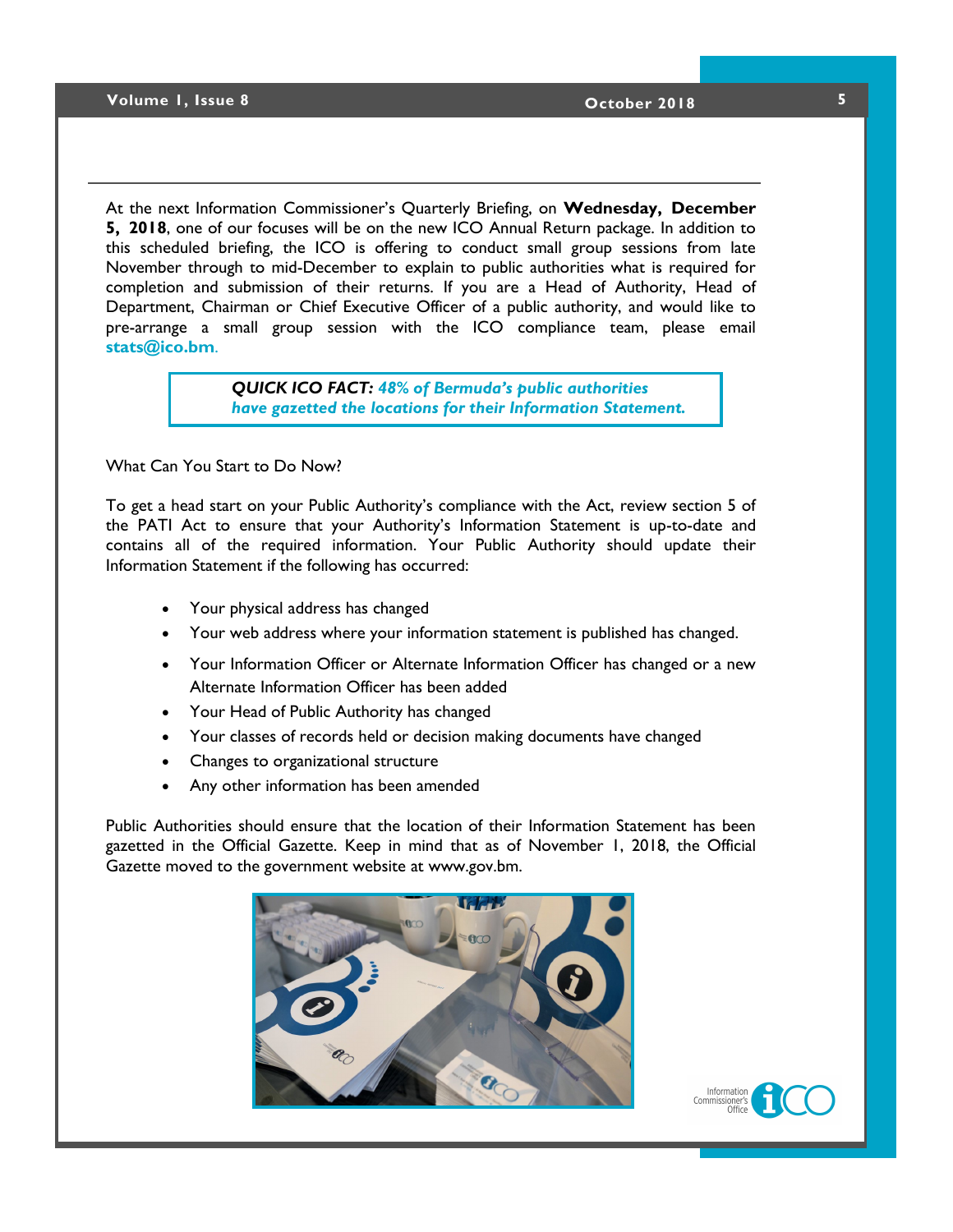At the next Information Commissioner's Quarterly Briefing, on **Wednesday, December 5, 2018**, one of our focuses will be on the new ICO Annual Return package. In addition to this scheduled briefing, the ICO is offering to conduct small group sessions from late November through to mid-December to explain to public authorities what is required for completion and submission of their returns. If you are a Head of Authority, Head of Department, Chairman or Chief Executive Officer of a public authority, and would like to pre-arrange a small group session with the ICO compliance team, please email **stats@ico.bm**.

> ***QUICK ICO FACT:*** ***48% of Bermuda's public authorities have gazetted the locations for their Information Statement.***

What Can You Start to Do Now?

To get a head start on your Public Authority's compliance with the Act, review section 5 of the PATI Act to ensure that your Authority's Information Statement is up-to-date and contains all of the required information. Your Public Authority should update their Information Statement if the following has occurred:

- Your physical address has changed
- Your web address where your information statement is published has changed.
- Your Information Officer or Alternate Information Officer has changed or a new Alternate Information Officer has been added
- Your Head of Public Authority has changed
- Your classes of records held or decision making documents have changed
- Changes to organizational structure
- Any other information has been amended

Public Authorities should ensure that the location of their Information Statement has been gazetted in the Official Gazette. Keep in mind that as of November 1, 2018, the Official Gazette moved to the government website at www.gov.bm.